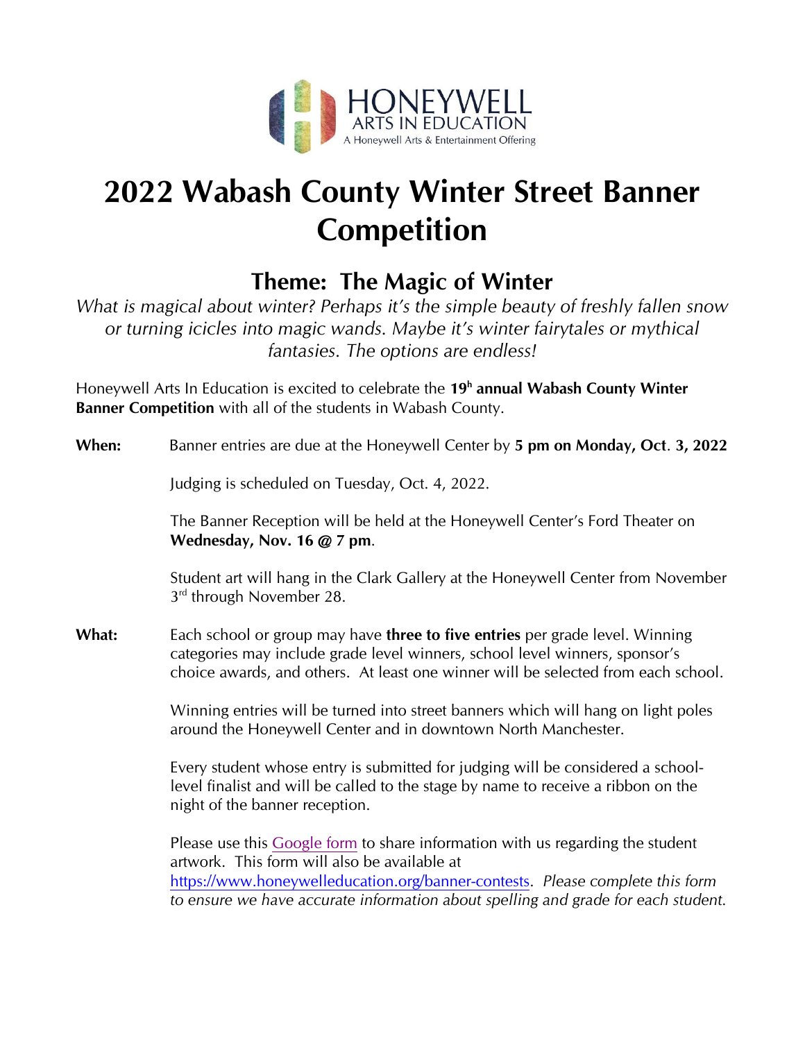HONEYWELL
ARTS IN EDUCATION
A Honeywell Arts & Entertainment Offering

# 2022 Wabash County Winter Street Banner Competition

## Theme: The Magic of Winter

*What is magical about winter? Perhaps it's the simple beauty of freshly fallen snow or turning icicles into magic wands. Maybe it's winter fairytales or mythical fantasies. The options are endless!*

Honeywell Arts In Education is excited to celebrate the **19h annual Wabash County Winter Banner Competition** with all of the students in Wabash County.

**When:** Banner entries are due at the Honeywell Center by **5 pm on Monday, Oct. 3, 2022**

Judging is scheduled on Tuesday, Oct. 4, 2022.

The Banner Reception will be held at the Honeywell Center's Ford Theater on **Wednesday, Nov. 16 @ 7 pm**.

Student art will hang in the Clark Gallery at the Honeywell Center from November 3rd through November 28.

**What:** Each school or group may have **three to five entries** per grade level. Winning categories may include grade level winners, school level winners, sponsor's choice awards, and others. At least one winner will be selected from each school.

Winning entries will be turned into street banners which will hang on light poles around the Honeywell Center and in downtown North Manchester.

Every student whose entry is submitted for judging will be considered a school-level finalist and will be called to the stage by name to receive a ribbon on the night of the banner reception.

Please use this Google form to share information with us regarding the student artwork. This form will also be available at https://www.honeywelleducation.org/banner-contests. *Please complete this form to ensure we have accurate information about spelling and grade for each student.*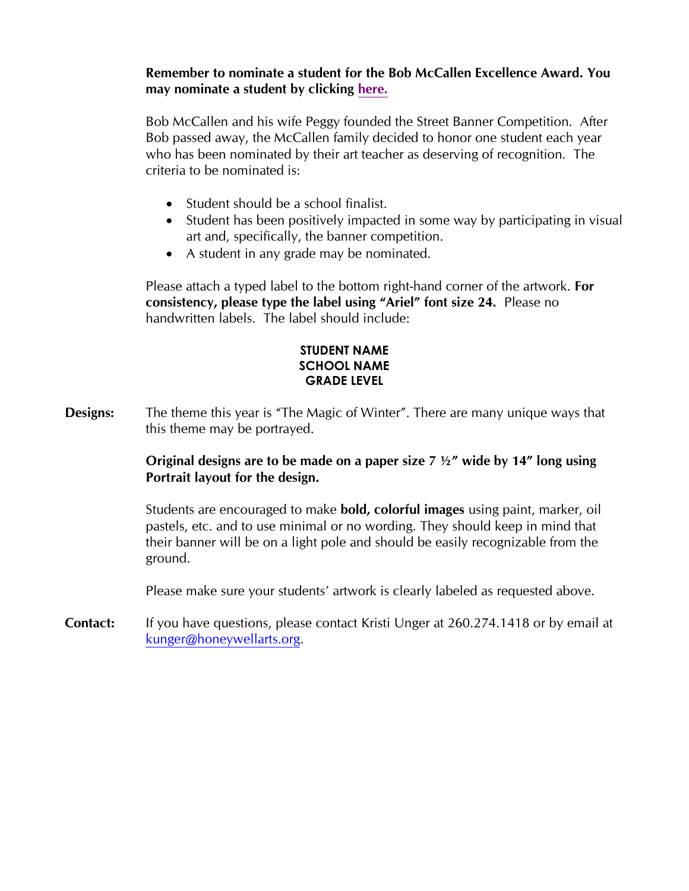**Remember to nominate a student for the Bob McCallen Excellence Award. You may nominate a student by clicking here.**

Bob McCallen and his wife Peggy founded the Street Banner Competition. After Bob passed away, the McCallen family decided to honor one student each year who has been nominated by their art teacher as deserving of recognition. The criteria to be nominated is:

- Student should be a school finalist.
- Student has been positively impacted in some way by participating in visual art and, specifically, the banner competition.
- A student in any grade may be nominated.

Please attach a typed label to the bottom right-hand corner of the artwork. **For consistency, please type the label using "Ariel" font size 24.** Please no handwritten labels. The label should include:

**STUDENT NAME**
**SCHOOL NAME**
**GRADE LEVEL**

**Designs:** The theme this year is "The Magic of Winter". There are many unique ways that this theme may be portrayed.

**Original designs are to be made on a paper size 7 ½" wide by 14" long using Portrait layout for the design.**

Students are encouraged to make **bold, colorful images** using paint, marker, oil pastels, etc. and to use minimal or no wording. They should keep in mind that their banner will be on a light pole and should be easily recognizable from the ground.

Please make sure your students' artwork is clearly labeled as requested above.

**Contact:** If you have questions, please contact Kristi Unger at 260.274.1418 or by email at kunger@honeywellarts.org.